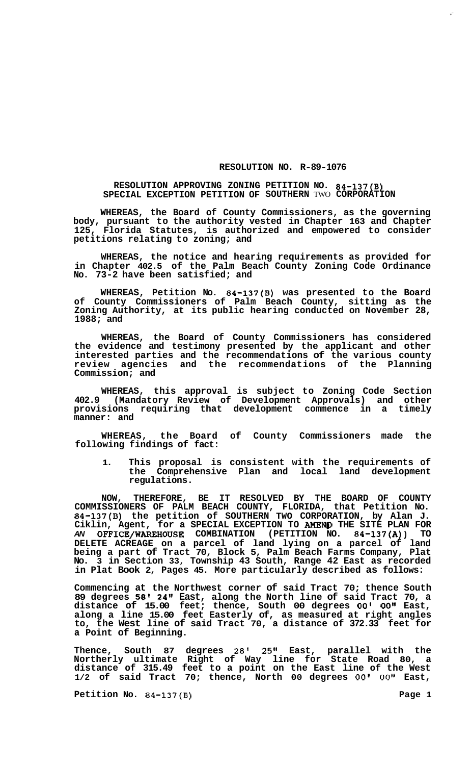# RESOLUTION NO. R-89-1076

## RESOLUTION APPROVING ZONING PETITION NO. 84-137(B) SPECIAL EXCEPTION PETITION OF SOUTHERN TWO CORPORATION

**WHEREAS, the Board of County Commissioners, as the governing body, pursuant to the authority vested in Chapter 163 and Chapter 125, Florida Statutes, is authorized and empowered to consider petitions relating to zoning; and**

**WHEREAS, the notice and hearing requirements as provided for in Chapter 402.5 of the Palm Beach County Zoning Code Ordinance No. 73-2 have been satisfied; and**

**WHEREAS, Petition No. 84-137(B) was presented to the Board of County Commissioners of Palm Beach County, sitting as the Zoning Authority, at its public hearing conducted on November 28, 1988; and**

**WHEREAS, the Board of County Commissioners has considered the evidence and testimony presented by the applicant and other interested parties and the recommendations of the various county review agencies and the recommendations of the Planning Commission; and**

**WHEREAS, this approval is subject to Zoning Code Section 402.9 (Mandatory Review of Development Approvals) and other provisions requiring that development commence in a timely manner: and**

**WHEREAS, the Board of County Commissioners made the following findings of fact:**

1. **This proposal is consistent with the requirements of the Comprehensive Plan and local land development regulations.**

**NOW, THEREFORE, BE IT RESOLVED BY THE BOARD OF COUNTY COMMISSIONERS OF PALM BEACH COUNTY, FLORIDA, that Petition No. 84-137(B) the petition of SOUTHERN TWO CORPORATION, by Alan J. Ciklin, Agent, for a SPECIAL EXCEPTION TO AMEND THE SITE PLAN FOR AN OFFICE/WAREHOUSE COMBINATION (PETITION NO. 84-137(A)) TO DELETE ACREAGE on a parcel of land lying on a parcel of land being a part of Tract 70, Block 5, Palm Beach Farms Company, Plat No. 3 in Section 33, Township 43 South, Range 42 East as recorded in Plat Book 2, Pages 45. More particularly described as follows:**

**Commencing at the Northwest corner of said Tract 70; thence South 89 degrees 58' 24" East, along the North line of said Tract 70, a distance of 15.00 feet; thence, South 00 degrees 00' 00" East, along a line 15.00 feet Easterly of, as measured at right angles to, the West line of said Tract 70, a distance of 372.33 feet for a Point of Beginning.**

**Thence, South 87 degrees 28' 25" East, parallel with the Northerly ultimate Right of Way line for State Road 80, a distance of 315.49 feet to a point on the East line of the West 1/2 of said Tract 70; thence, North 00 degrees 00' 00" East,**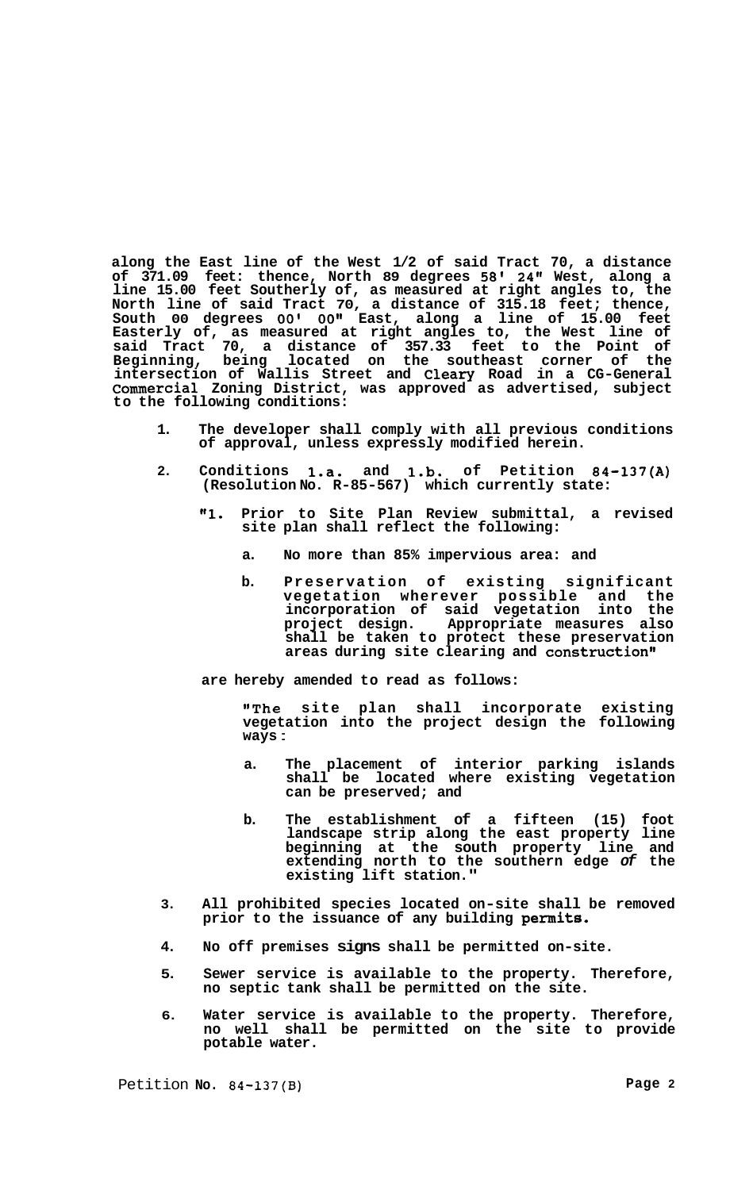along the East line of the West 1/2 of said Tract 70, a distance of 371.09 feet: thence, North 89 degrees 58' 24" West, along a line 15.00 feet Southerly of, as measured at right angles to, the North line of said Tract 70, a distance of 315.18 feet; thence, South 00 degrees 00' 00" East, along a line of 15.00 feet Easterly of, as measured at right angles to, the West line of said Tract 70, a distance of 357.33 feet to the Point of Beginning, being located on the southeast corner of the intersection of Wallis Street and Cleary Road in a CG-General Commercial Zoning District, was approved as advertised, subject to the following conditions:

1. The developer shall comply with all previous conditions of approval, unless expressly modified herein.

2. Conditions 1.a. and 1.b. of Petition 84-137(A) (Resolution No. R-85-567) which currently state:

   "1. Prior to Site Plan Review submittal, a revised site plan shall reflect the following:

      a. No more than 85% impervious area: and

      b. Preservation of existing significant vegetation wherever possible and the incorporation of said vegetation into the project design. Appropriate measures also shall be taken to protect these preservation areas during site clearing and construction"

   are hereby amended to read as follows:

   "The site plan shall incorporate existing vegetation into the project design the following ways:

      a. The placement of interior parking islands shall be located where existing vegetation can be preserved; and

      b. The establishment of a fifteen (15) foot landscape strip along the east property line beginning at the south property line and extending north to the southern edge of the existing lift station."

3. All prohibited species located on-site shall be removed prior to the issuance of any building permits.

4. No off premises signs shall be permitted on-site.

5. Sewer service is available to the property. Therefore, no septic tank shall be permitted on the site.

6. Water service is available to the property. Therefore, no well shall be permitted on the site to provide potable water.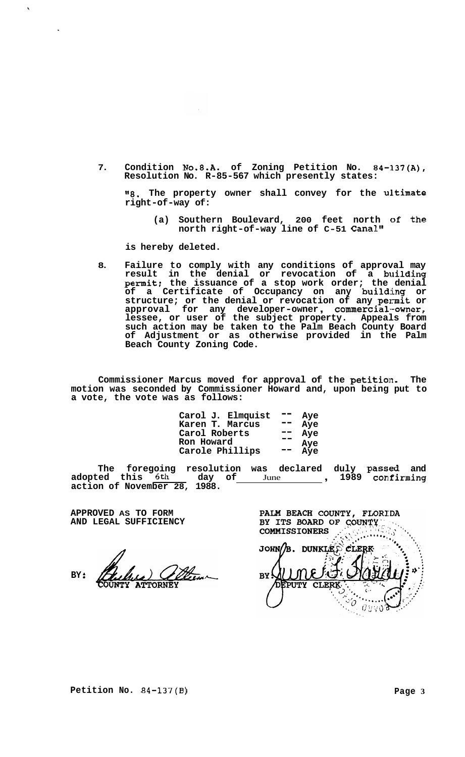7. **Condition No.8.A. of Zoning Petition No. 84-137(A), Resolution No. R-85-567 which presently states:**

   **"8. The property owner shall convey for the ultimate right-of-way of:**

   **(a) Southern Boulevard, 200 feet north of the north right-of-way line of C-51 Canal"**

   **is hereby deleted.**

8. **Failure to comply with any conditions of approval may result in the denial or revocation of a building permit; the issuance of a stop work order; the denial of a Certificate of Occupancy on any building or structure; or the denial or revocation of any permit or approval for any developer-owner, commercial-owner, lessee, or user of the subject property. Appeals from such action may be taken to the Palm Beach County Board of Adjustment or as otherwise provided in the Palm Beach County Zoning Code.**

**Commissioner Marcus moved for approval of the petition. The motion was seconded by Commissioner Howard and, upon being put to a vote, the vote was as follows:**

| | | |
|---|---|---|
| **Carol J. Elmquist** | **--** | **Aye** |
| **Karen T. Marcus** | **--** | **Aye** |
| **Carol Roberts** | **--** | **Aye** |
| **Ron Howard** | **--** | **Aye** |
| **Carole Phillips** | **--** | **Aye** |

**The foregoing resolution was declared duly passed and adopted this** 6th **day of** June **, 1989 confirming action of November 28, 1988.**

**APPROVED AS TO FORM AND LEGAL SUFFICIENCY**

**BY:** ________________
**COUNTY ATTORNEY**

**PALM BEACH COUNTY, FLORIDA**
**BY ITS BOARD OF COUNTY COMMISSIONERS**

**JOHN B. DUNKLE, CLERK**

**BY:** ________________
**DEPUTY CLERK**

**Petition No. 84-137(B)**